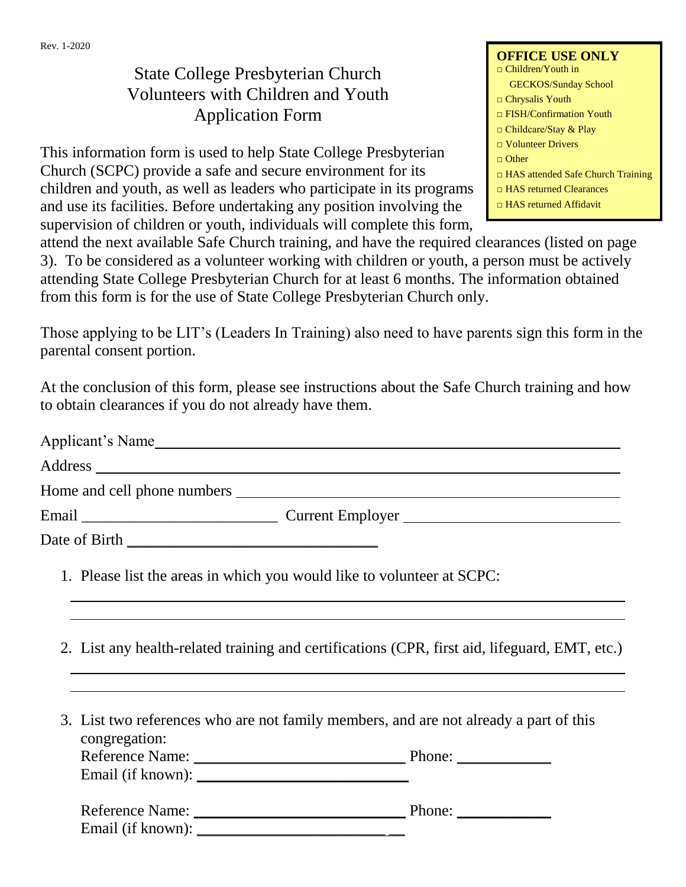Rev. 1-2020

# State College Presbyterian Church Volunteers with Children and Youth Application Form

**OFFICE USE ONLY**

- □ Children/Youth in GECKOS/Sunday School
- □ Chrysalis Youth
- □ FISH/Confirmation Youth
- □ Childcare/Stay & Play
- □ Volunteer Drivers
- □ Other
- □ HAS attended Safe Church Training
- □ HAS returned Clearances
- □ HAS returned Affidavit

This information form is used to help State College Presbyterian Church (SCPC) provide a safe and secure environment for its children and youth, as well as leaders who participate in its programs and use its facilities. Before undertaking any position involving the supervision of children or youth, individuals will complete this form, attend the next available Safe Church training, and have the required clearances (listed on page 3). To be considered as a volunteer working with children or youth, a person must be actively attending State College Presbyterian Church for at least 6 months. The information obtained from this form is for the use of State College Presbyterian Church only.

Those applying to be LIT's (Leaders In Training) also need to have parents sign this form in the parental consent portion.

At the conclusion of this form, please see instructions about the Safe Church training and how to obtain clearances if you do not already have them.

Applicant's Name ______________________________________________

Address ______________________________________________

Home and cell phone numbers ______________________________________________

Email __________________________ Current Employer __________________________

Date of Birth __________________________

1. Please list the areas in which you would like to volunteer at SCPC:

   ______________________________________________

   ______________________________________________

2. List any health-related training and certifications (CPR, first aid, lifeguard, EMT, etc.)

   ______________________________________________

   ______________________________________________

3. List two references who are not family members, and are not already a part of this congregation:

   Reference Name: __________________________ Phone: ____________
   Email (if known): __________________________

   Reference Name: __________________________ Phone: ____________
   Email (if known): __________________________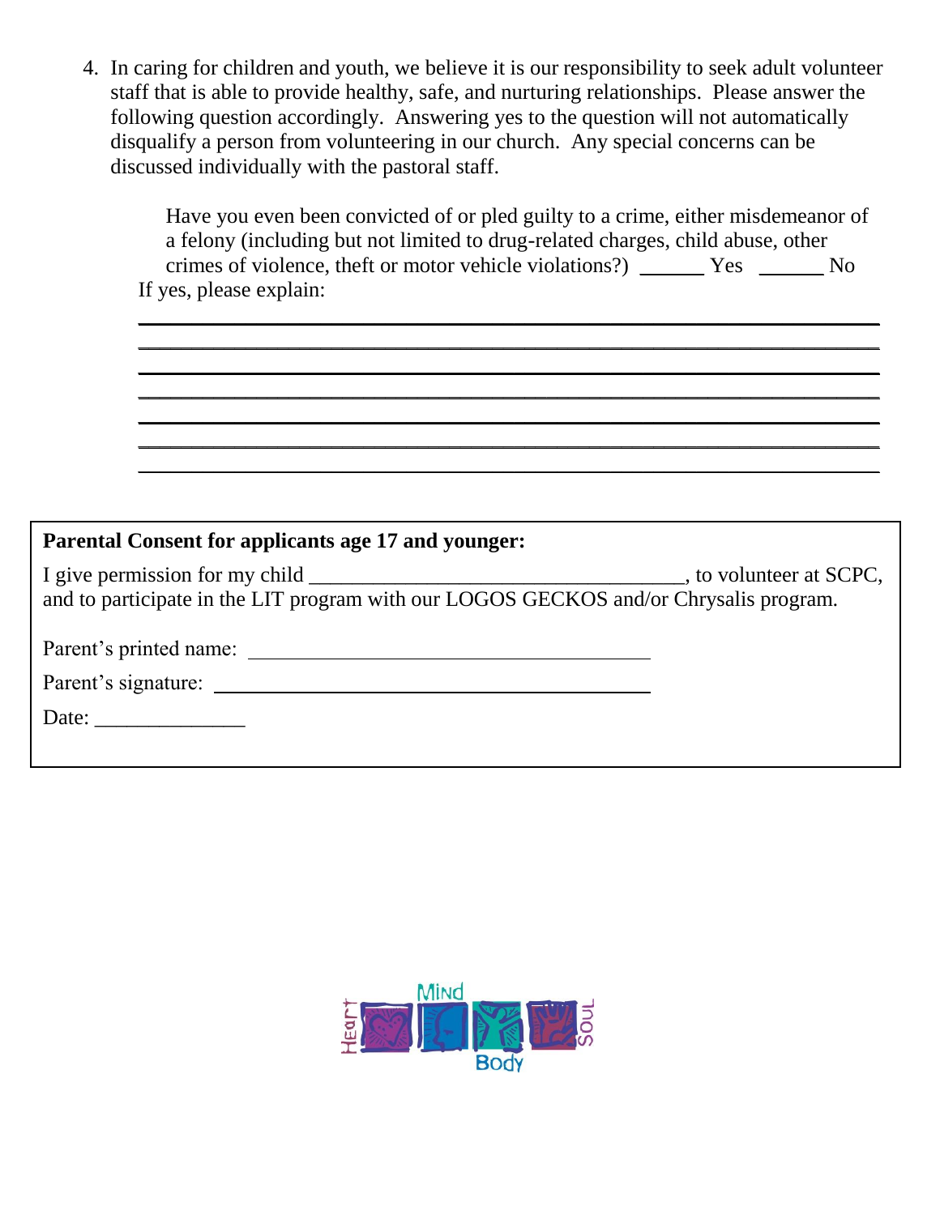4. In caring for children and youth, we believe it is our responsibility to seek adult volunteer staff that is able to provide healthy, safe, and nurturing relationships. Please answer the following question accordingly. Answering yes to the question will not automatically disqualify a person from volunteering in our church. Any special concerns can be discussed individually with the pastoral staff.

   Have you even been convicted of or pled guilty to a crime, either misdemeanor of a felony (including but not limited to drug-related charges, child abuse, other crimes of violence, theft or motor vehicle violations?) ______ Yes ______ No

   If yes, please explain:

   ______________________________________________________________________

   ______________________________________________________________________

   ______________________________________________________________________

   ______________________________________________________________________

   ______________________________________________________________________

   ______________________________________________________________________

   ______________________________________________________________________

**Parental Consent for applicants age 17 and younger:**

I give permission for my child ___________________________________, to volunteer at SCPC, and to participate in the LIT program with our LOGOS GECKOS and/or Chrysalis program.

Parent's printed name: ____________________________________

Parent's signature: ____________________________________

Date: ______________

Heart Mind Body Soul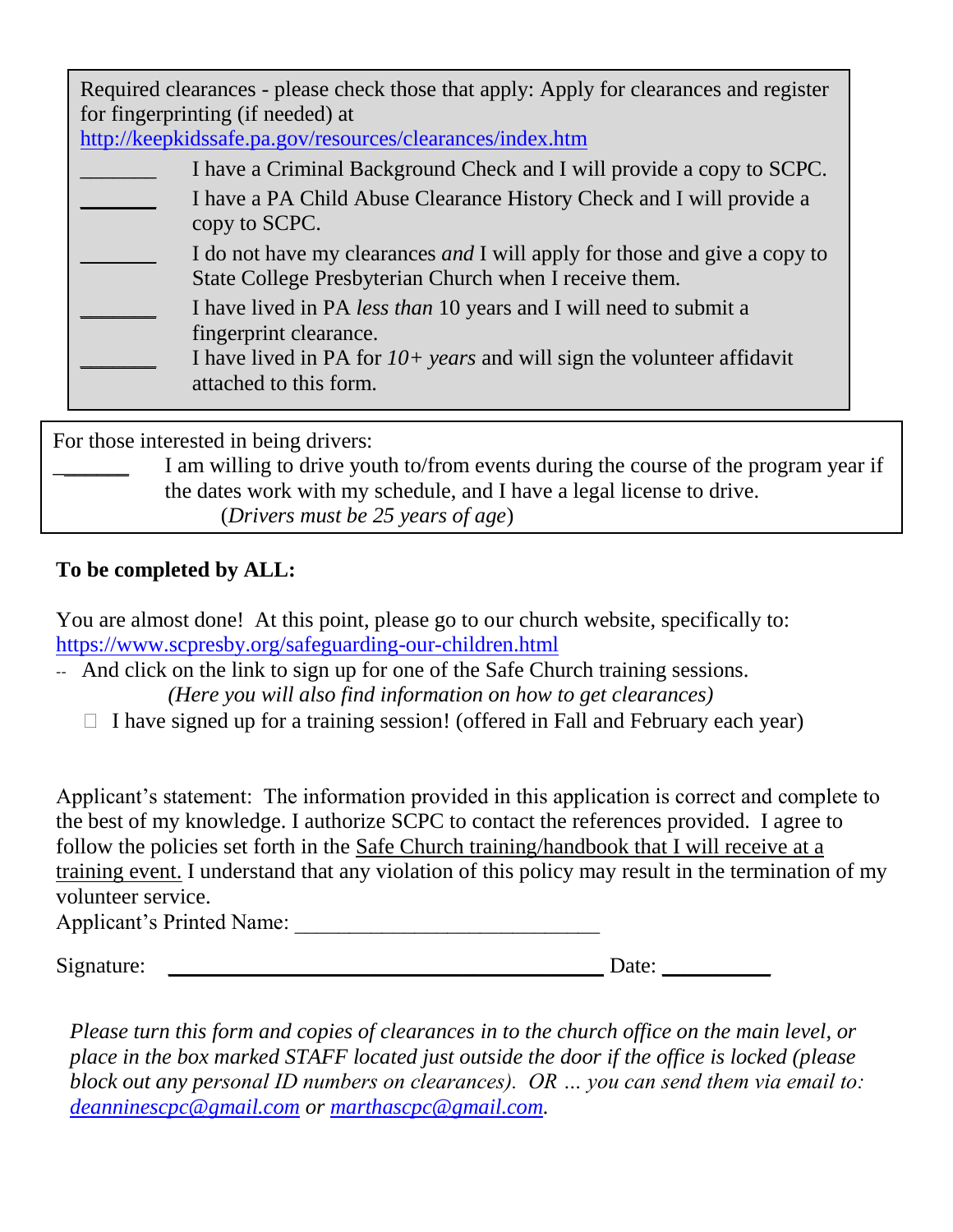Required clearances - please check those that apply: Apply for clearances and register for fingerprinting (if needed) at [http://keepkidssafe.pa.gov/resources/clearances/index.htm](http://keepkidssafe.pa.gov/resources/clearances/index.htm)

_______ I have a Criminal Background Check and I will provide a copy to SCPC.

_______ I have a PA Child Abuse Clearance History Check and I will provide a copy to SCPC.

_______ I do not have my clearances *and* I will apply for those and give a copy to State College Presbyterian Church when I receive them.

_______ I have lived in PA *less than* 10 years and I will need to submit a fingerprint clearance.

_______ I have lived in PA for *10+ years* and will sign the volunteer affidavit attached to this form.

For those interested in being drivers:

_______ I am willing to drive youth to/from events during the course of the program year if the dates work with my schedule, and I have a legal license to drive.
(*Drivers must be 25 years of age*)

**To be completed by ALL:**

You are almost done! At this point, please go to our church website, specifically to: [https://www.scpresby.org/safeguarding-our-children.html](https://www.scpresby.org/safeguarding-our-children.html)

- And click on the link to sign up for one of the Safe Church training sessions.
  *(Here you will also find information on how to get clearances)*

☐ I have signed up for a training session! (offered in Fall and February each year)

Applicant's statement: The information provided in this application is correct and complete to the best of my knowledge. I authorize SCPC to contact the references provided. I agree to follow the policies set forth in the Safe Church training/handbook that I will receive at a training event. I understand that any violation of this policy may result in the termination of my volunteer service.

Applicant's Printed Name: ____________________________

Signature: ________________________________________ Date: __________

*Please turn this form and copies of clearances in to the church office on the main level, or place in the box marked STAFF located just outside the door if the office is locked (please block out any personal ID numbers on clearances). OR … you can send them via email to: [deanninescpc@gmail.com](mailto:deanninescpc@gmail.com) or [marthascpc@gmail.com](mailto:marthascpc@gmail.com).*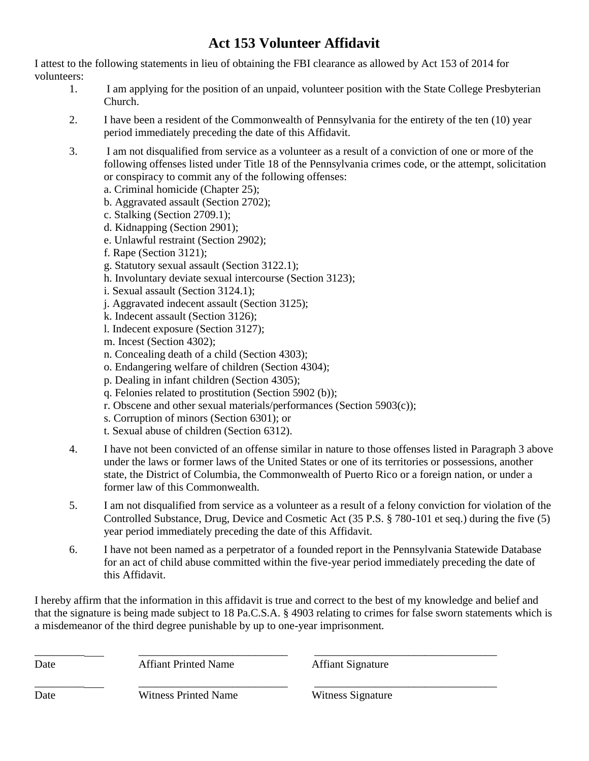# Act 153 Volunteer Affidavit

I attest to the following statements in lieu of obtaining the FBI clearance as allowed by Act 153 of 2014 for volunteers:

1. I am applying for the position of an unpaid, volunteer position with the State College Presbyterian Church.
2. I have been a resident of the Commonwealth of Pennsylvania for the entirety of the ten (10) year period immediately preceding the date of this Affidavit.
3. I am not disqualified from service as a volunteer as a result of a conviction of one or more of the following offenses listed under Title 18 of the Pennsylvania crimes code, or the attempt, solicitation or conspiracy to commit any of the following offenses:
   a. Criminal homicide (Chapter 25);
   b. Aggravated assault (Section 2702);
   c. Stalking (Section 2709.1);
   d. Kidnapping (Section 2901);
   e. Unlawful restraint (Section 2902);
   f. Rape (Section 3121);
   g. Statutory sexual assault (Section 3122.1);
   h. Involuntary deviate sexual intercourse (Section 3123);
   i. Sexual assault (Section 3124.1);
   j. Aggravated indecent assault (Section 3125);
   k. Indecent assault (Section 3126);
   l. Indecent exposure (Section 3127);
   m. Incest (Section 4302);
   n. Concealing death of a child (Section 4303);
   o. Endangering welfare of children (Section 4304);
   p. Dealing in infant children (Section 4305);
   q. Felonies related to prostitution (Section 5902 (b));
   r. Obscene and other sexual materials/performances (Section 5903(c));
   s. Corruption of minors (Section 6301); or
   t. Sexual abuse of children (Section 6312).
4. I have not been convicted of an offense similar in nature to those offenses listed in Paragraph 3 above under the laws or former laws of the United States or one of its territories or possessions, another state, the District of Columbia, the Commonwealth of Puerto Rico or a foreign nation, or under a former law of this Commonwealth.
5. I am not disqualified from service as a volunteer as a result of a felony conviction for violation of the Controlled Substance, Drug, Device and Cosmetic Act (35 P.S. § 780-101 et seq.) during the five (5) year period immediately preceding the date of this Affidavit.
6. I have not been named as a perpetrator of a founded report in the Pennsylvania Statewide Database for an act of child abuse committed within the five-year period immediately preceding the date of this Affidavit.

I hereby affirm that the information in this affidavit is true and correct to the best of my knowledge and belief and that the signature is being made subject to 18 Pa.C.S.A. § 4903 relating to crimes for false sworn statements which is a misdemeanor of the third degree punishable by up to one-year imprisonment.

| | | |
|---|---|---|
| ____________ | ______________________________ | ____________________________________ |
| Date | Affiant Printed Name | Affiant Signature |
| ____________ | ______________________________ | ____________________________________ |
| Date | Witness Printed Name | Witness Signature |